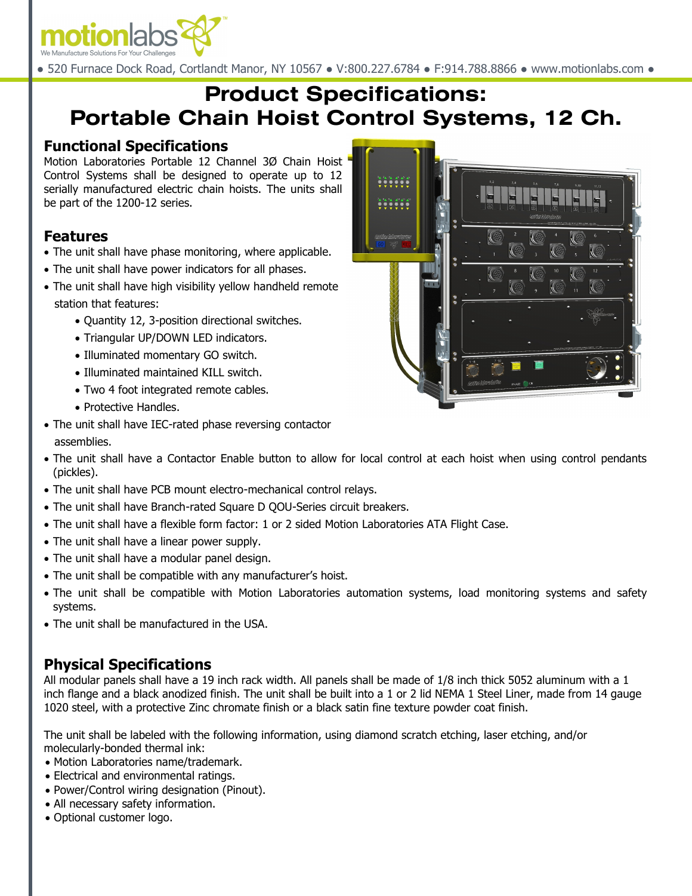# Product Specifications: Portable Chain Hoist Control Systems, 12 Ch.

## Functional Specifications

Motion Laboratories Portable 12 Channel 3Ø Chain Hoist Control Systems shall be designed to operate up to 12 serially manufactured electric chain hoists. The units shall be part of the 1200-12 series.

## Features

- The unit shall have phase monitoring, where applicable.
- The unit shall have power indicators for all phases.
- The unit shall have high visibility yellow handheld remote station that features:
  - Quantity 12, 3-position directional switches.
  - Triangular UP/DOWN LED indicators.
  - Illuminated momentary GO switch.
  - Illuminated maintained KILL switch.
  - Two 4 foot integrated remote cables.
  - Protective Handles.
- The unit shall have IEC-rated phase reversing contactor assemblies.
- The unit shall have a Contactor Enable button to allow for local control at each hoist when using control pendants (pickles).
- The unit shall have PCB mount electro-mechanical control relays.
- The unit shall have Branch-rated Square D QOU-Series circuit breakers.
- The unit shall have a flexible form factor: 1 or 2 sided Motion Laboratories ATA Flight Case.
- The unit shall have a linear power supply.
- The unit shall have a modular panel design.
- The unit shall be compatible with any manufacturer's hoist.
- The unit shall be compatible with Motion Laboratories automation systems, load monitoring systems and safety systems.
- The unit shall be manufactured in the USA.

## Physical Specifications

All modular panels shall have a 19 inch rack width. All panels shall be made of 1/8 inch thick 5052 aluminum with a 1 inch flange and a black anodized finish. The unit shall be built into a 1 or 2 lid NEMA 1 Steel Liner, made from 14 gauge 1020 steel, with a protective Zinc chromate finish or a black satin fine texture powder coat finish.

The unit shall be labeled with the following information, using diamond scratch etching, laser etching, and/or molecularly-bonded thermal ink:

- Motion Laboratories name/trademark.
- Electrical and environmental ratings.
- Power/Control wiring designation (Pinout).
- All necessary safety information.
- Optional customer logo.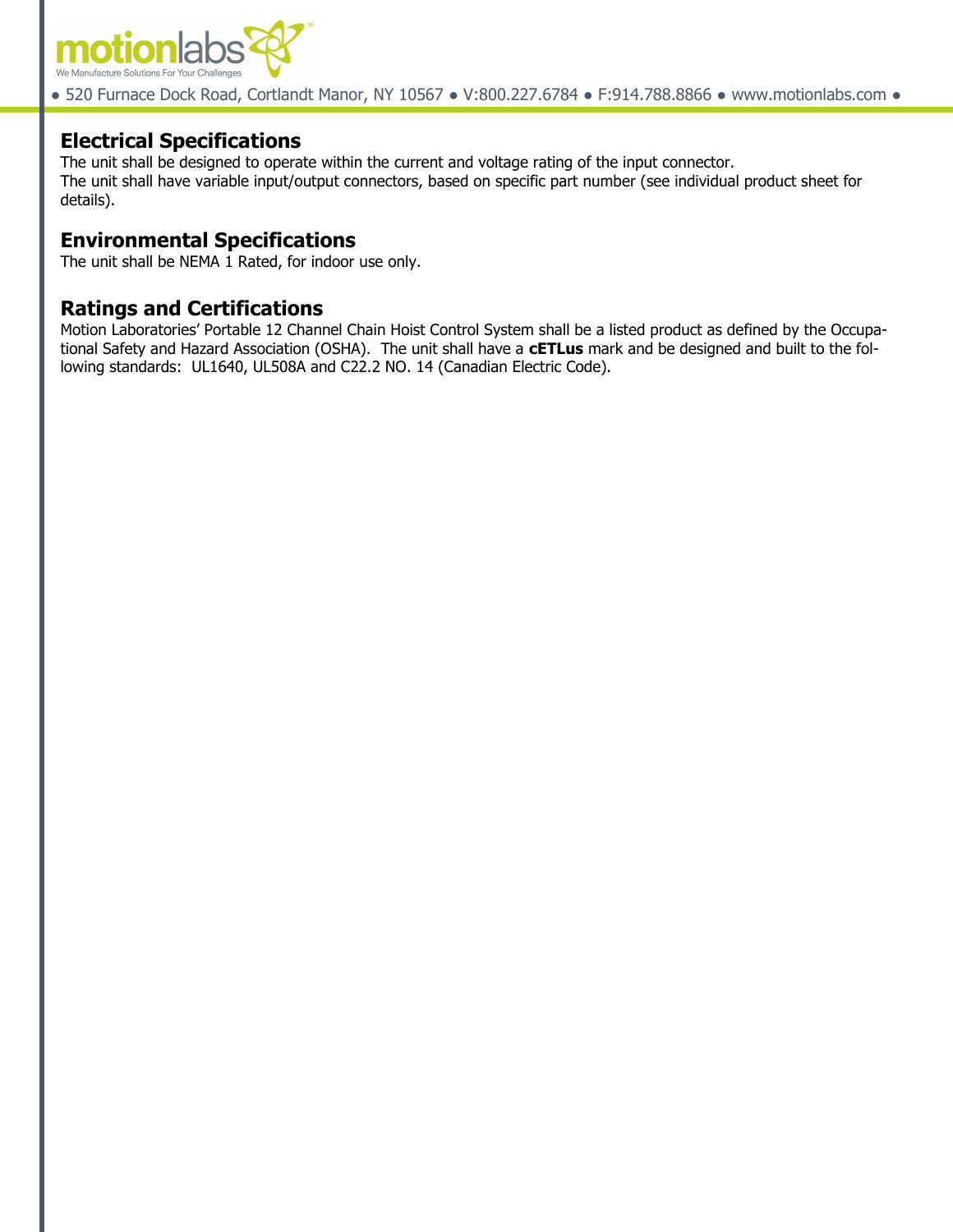## Electrical Specifications

The unit shall be designed to operate within the current and voltage rating of the input connector.
The unit shall have variable input/output connectors, based on specific part number (see individual product sheet for details).

## Environmental Specifications

The unit shall be NEMA 1 Rated, for indoor use only.

## Ratings and Certifications

Motion Laboratories' Portable 12 Channel Chain Hoist Control System shall be a listed product as defined by the Occupational Safety and Hazard Association (OSHA). The unit shall have a **cETLus** mark and be designed and built to the following standards: UL1640, UL508A and C22.2 NO. 14 (Canadian Electric Code).